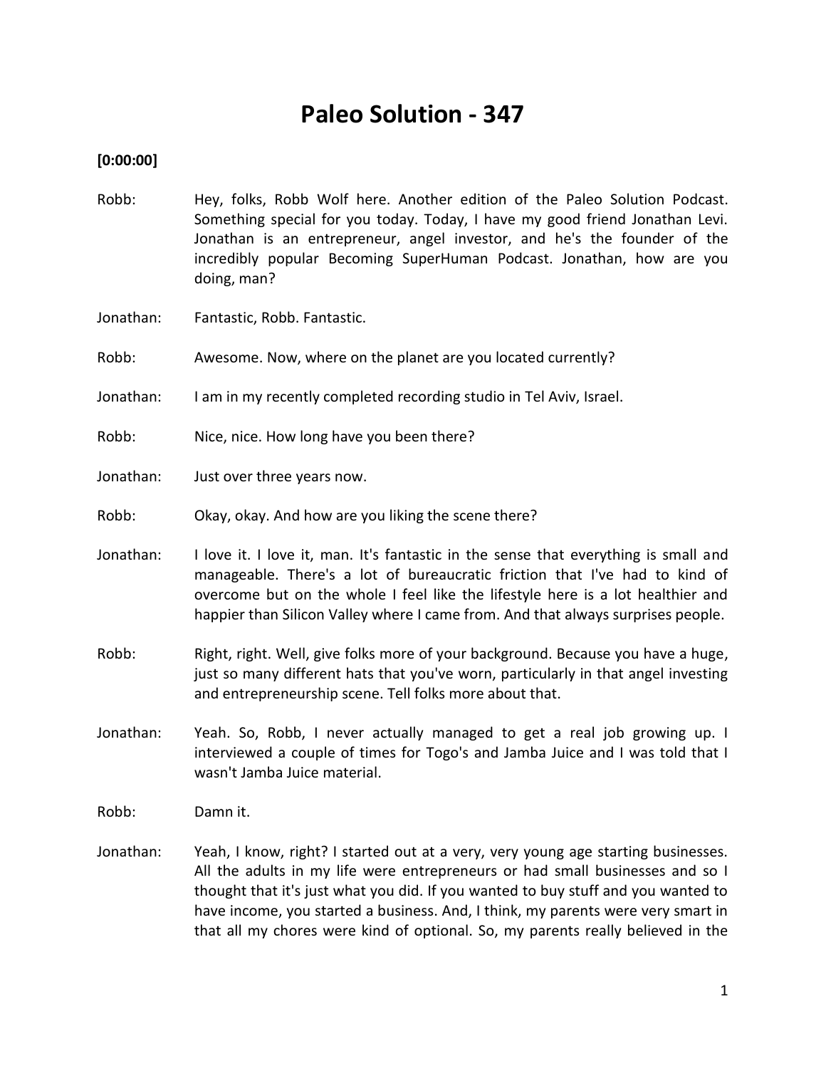# Paleo Solution - 347

**[0:00:00]**

Robb: Hey, folks, Robb Wolf here. Another edition of the Paleo Solution Podcast. Something special for you today. Today, I have my good friend Jonathan Levi. Jonathan is an entrepreneur, angel investor, and he's the founder of the incredibly popular Becoming SuperHuman Podcast. Jonathan, how are you doing, man?

Jonathan: Fantastic, Robb. Fantastic.

Robb: Awesome. Now, where on the planet are you located currently?

Jonathan: I am in my recently completed recording studio in Tel Aviv, Israel.

Robb: Nice, nice. How long have you been there?

Jonathan: Just over three years now.

Robb: Okay, okay. And how are you liking the scene there?

Jonathan: I love it. I love it, man. It's fantastic in the sense that everything is small and manageable. There's a lot of bureaucratic friction that I've had to kind of overcome but on the whole I feel like the lifestyle here is a lot healthier and happier than Silicon Valley where I came from. And that always surprises people.

Robb: Right, right. Well, give folks more of your background. Because you have a huge, just so many different hats that you've worn, particularly in that angel investing and entrepreneurship scene. Tell folks more about that.

Jonathan: Yeah. So, Robb, I never actually managed to get a real job growing up. I interviewed a couple of times for Togo's and Jamba Juice and I was told that I wasn't Jamba Juice material.

Robb: Damn it.

Jonathan: Yeah, I know, right? I started out at a very, very young age starting businesses. All the adults in my life were entrepreneurs or had small businesses and so I thought that it's just what you did. If you wanted to buy stuff and you wanted to have income, you started a business. And, I think, my parents were very smart in that all my chores were kind of optional. So, my parents really believed in the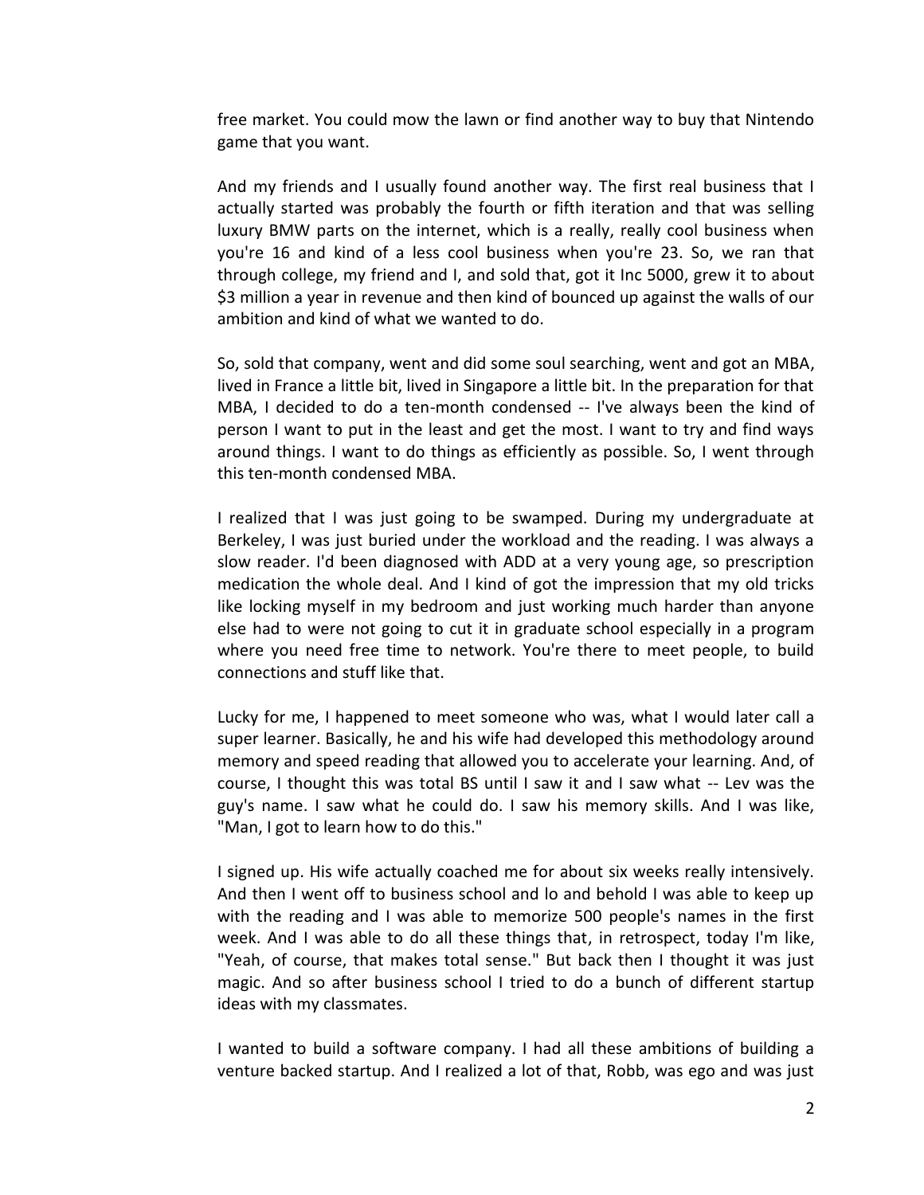free market. You could mow the lawn or find another way to buy that Nintendo game that you want.

And my friends and I usually found another way. The first real business that I actually started was probably the fourth or fifth iteration and that was selling luxury BMW parts on the internet, which is a really, really cool business when you're 16 and kind of a less cool business when you're 23. So, we ran that through college, my friend and I, and sold that, got it Inc 5000, grew it to about $3 million a year in revenue and then kind of bounced up against the walls of our ambition and kind of what we wanted to do.

So, sold that company, went and did some soul searching, went and got an MBA, lived in France a little bit, lived in Singapore a little bit. In the preparation for that MBA, I decided to do a ten-month condensed -- I've always been the kind of person I want to put in the least and get the most. I want to try and find ways around things. I want to do things as efficiently as possible. So, I went through this ten-month condensed MBA.

I realized that I was just going to be swamped. During my undergraduate at Berkeley, I was just buried under the workload and the reading. I was always a slow reader. I'd been diagnosed with ADD at a very young age, so prescription medication the whole deal. And I kind of got the impression that my old tricks like locking myself in my bedroom and just working much harder than anyone else had to were not going to cut it in graduate school especially in a program where you need free time to network. You're there to meet people, to build connections and stuff like that.

Lucky for me, I happened to meet someone who was, what I would later call a super learner. Basically, he and his wife had developed this methodology around memory and speed reading that allowed you to accelerate your learning. And, of course, I thought this was total BS until I saw it and I saw what -- Lev was the guy's name. I saw what he could do. I saw his memory skills. And I was like, "Man, I got to learn how to do this."

I signed up. His wife actually coached me for about six weeks really intensively. And then I went off to business school and lo and behold I was able to keep up with the reading and I was able to memorize 500 people's names in the first week. And I was able to do all these things that, in retrospect, today I'm like, "Yeah, of course, that makes total sense." But back then I thought it was just magic. And so after business school I tried to do a bunch of different startup ideas with my classmates.

I wanted to build a software company. I had all these ambitions of building a venture backed startup. And I realized a lot of that, Robb, was ego and was just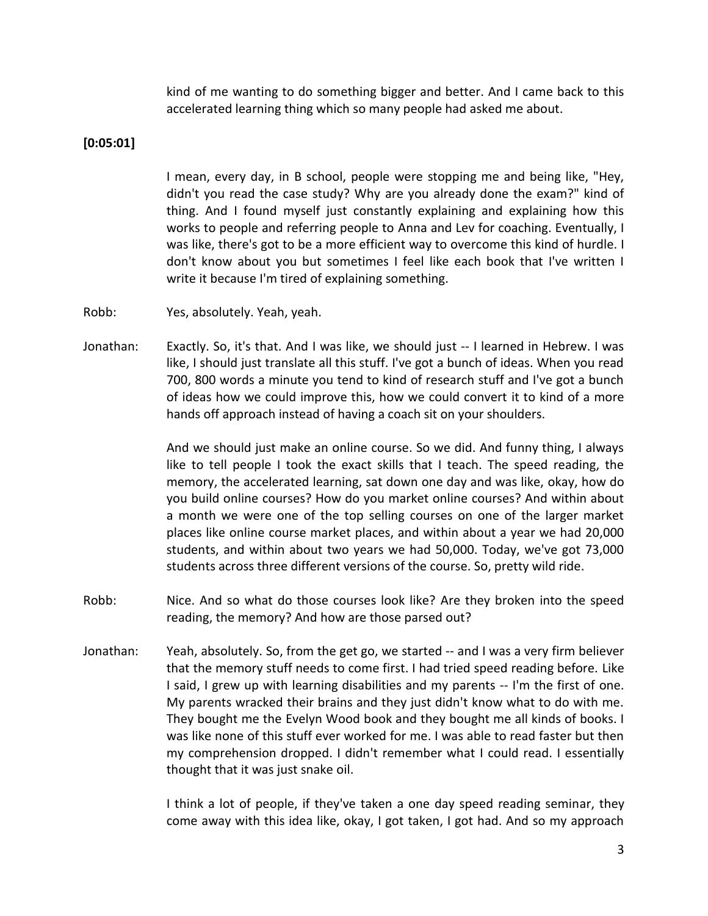kind of me wanting to do something bigger and better. And I came back to this accelerated learning thing which so many people had asked me about.

**[0:05:01]**

I mean, every day, in B school, people were stopping me and being like, "Hey, didn't you read the case study? Why are you already done the exam?" kind of thing. And I found myself just constantly explaining and explaining how this works to people and referring people to Anna and Lev for coaching. Eventually, I was like, there's got to be a more efficient way to overcome this kind of hurdle. I don't know about you but sometimes I feel like each book that I've written I write it because I'm tired of explaining something.

Robb: Yes, absolutely. Yeah, yeah.

Jonathan: Exactly. So, it's that. And I was like, we should just -- I learned in Hebrew. I was like, I should just translate all this stuff. I've got a bunch of ideas. When you read 700, 800 words a minute you tend to kind of research stuff and I've got a bunch of ideas how we could improve this, how we could convert it to kind of a more hands off approach instead of having a coach sit on your shoulders.

And we should just make an online course. So we did. And funny thing, I always like to tell people I took the exact skills that I teach. The speed reading, the memory, the accelerated learning, sat down one day and was like, okay, how do you build online courses? How do you market online courses? And within about a month we were one of the top selling courses on one of the larger market places like online course market places, and within about a year we had 20,000 students, and within about two years we had 50,000. Today, we've got 73,000 students across three different versions of the course. So, pretty wild ride.

Robb: Nice. And so what do those courses look like? Are they broken into the speed reading, the memory? And how are those parsed out?

Jonathan: Yeah, absolutely. So, from the get go, we started -- and I was a very firm believer that the memory stuff needs to come first. I had tried speed reading before. Like I said, I grew up with learning disabilities and my parents -- I'm the first of one. My parents wracked their brains and they just didn't know what to do with me. They bought me the Evelyn Wood book and they bought me all kinds of books. I was like none of this stuff ever worked for me. I was able to read faster but then my comprehension dropped. I didn't remember what I could read. I essentially thought that it was just snake oil.

I think a lot of people, if they've taken a one day speed reading seminar, they come away with this idea like, okay, I got taken, I got had. And so my approach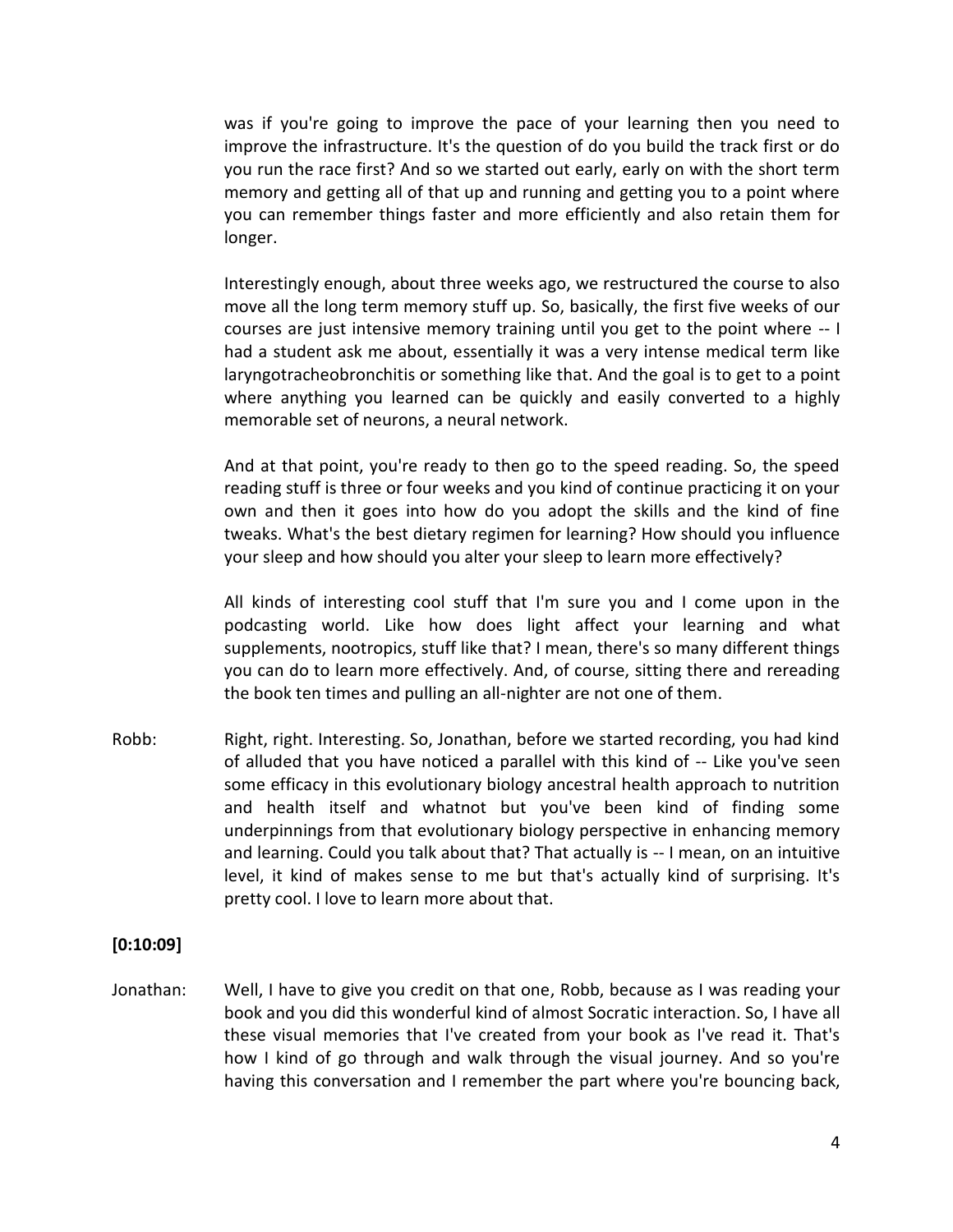was if you're going to improve the pace of your learning then you need to improve the infrastructure. It's the question of do you build the track first or do you run the race first? And so we started out early, early on with the short term memory and getting all of that up and running and getting you to a point where you can remember things faster and more efficiently and also retain them for longer.

Interestingly enough, about three weeks ago, we restructured the course to also move all the long term memory stuff up. So, basically, the first five weeks of our courses are just intensive memory training until you get to the point where -- I had a student ask me about, essentially it was a very intense medical term like laryngotracheobronchitis or something like that. And the goal is to get to a point where anything you learned can be quickly and easily converted to a highly memorable set of neurons, a neural network.

And at that point, you're ready to then go to the speed reading. So, the speed reading stuff is three or four weeks and you kind of continue practicing it on your own and then it goes into how do you adopt the skills and the kind of fine tweaks. What's the best dietary regimen for learning? How should you influence your sleep and how should you alter your sleep to learn more effectively?

All kinds of interesting cool stuff that I'm sure you and I come upon in the podcasting world. Like how does light affect your learning and what supplements, nootropics, stuff like that? I mean, there's so many different things you can do to learn more effectively. And, of course, sitting there and rereading the book ten times and pulling an all-nighter are not one of them.

Robb: Right, right. Interesting. So, Jonathan, before we started recording, you had kind of alluded that you have noticed a parallel with this kind of -- Like you've seen some efficacy in this evolutionary biology ancestral health approach to nutrition and health itself and whatnot but you've been kind of finding some underpinnings from that evolutionary biology perspective in enhancing memory and learning. Could you talk about that? That actually is -- I mean, on an intuitive level, it kind of makes sense to me but that's actually kind of surprising. It's pretty cool. I love to learn more about that.

**[0:10:09]**

Jonathan: Well, I have to give you credit on that one, Robb, because as I was reading your book and you did this wonderful kind of almost Socratic interaction. So, I have all these visual memories that I've created from your book as I've read it. That's how I kind of go through and walk through the visual journey. And so you're having this conversation and I remember the part where you're bouncing back,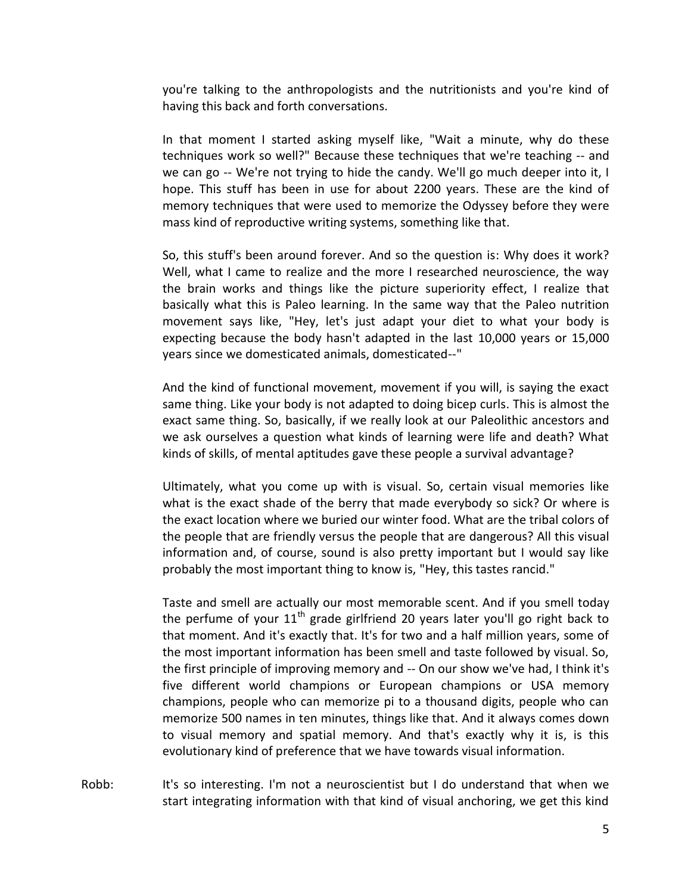you're talking to the anthropologists and the nutritionists and you're kind of having this back and forth conversations.

In that moment I started asking myself like, "Wait a minute, why do these techniques work so well?" Because these techniques that we're teaching -- and we can go -- We're not trying to hide the candy. We'll go much deeper into it, I hope. This stuff has been in use for about 2200 years. These are the kind of memory techniques that were used to memorize the Odyssey before they were mass kind of reproductive writing systems, something like that.

So, this stuff's been around forever. And so the question is: Why does it work? Well, what I came to realize and the more I researched neuroscience, the way the brain works and things like the picture superiority effect, I realize that basically what this is Paleo learning. In the same way that the Paleo nutrition movement says like, "Hey, let's just adapt your diet to what your body is expecting because the body hasn't adapted in the last 10,000 years or 15,000 years since we domesticated animals, domesticated--"

And the kind of functional movement, movement if you will, is saying the exact same thing. Like your body is not adapted to doing bicep curls. This is almost the exact same thing. So, basically, if we really look at our Paleolithic ancestors and we ask ourselves a question what kinds of learning were life and death? What kinds of skills, of mental aptitudes gave these people a survival advantage?

Ultimately, what you come up with is visual. So, certain visual memories like what is the exact shade of the berry that made everybody so sick? Or where is the exact location where we buried our winter food. What are the tribal colors of the people that are friendly versus the people that are dangerous? All this visual information and, of course, sound is also pretty important but I would say like probably the most important thing to know is, "Hey, this tastes rancid."

Taste and smell are actually our most memorable scent. And if you smell today the perfume of your 11th grade girlfriend 20 years later you'll go right back to that moment. And it's exactly that. It's for two and a half million years, some of the most important information has been smell and taste followed by visual. So, the first principle of improving memory and -- On our show we've had, I think it's five different world champions or European champions or USA memory champions, people who can memorize pi to a thousand digits, people who can memorize 500 names in ten minutes, things like that. And it always comes down to visual memory and spatial memory. And that's exactly why it is, is this evolutionary kind of preference that we have towards visual information.

Robb: It's so interesting. I'm not a neuroscientist but I do understand that when we start integrating information with that kind of visual anchoring, we get this kind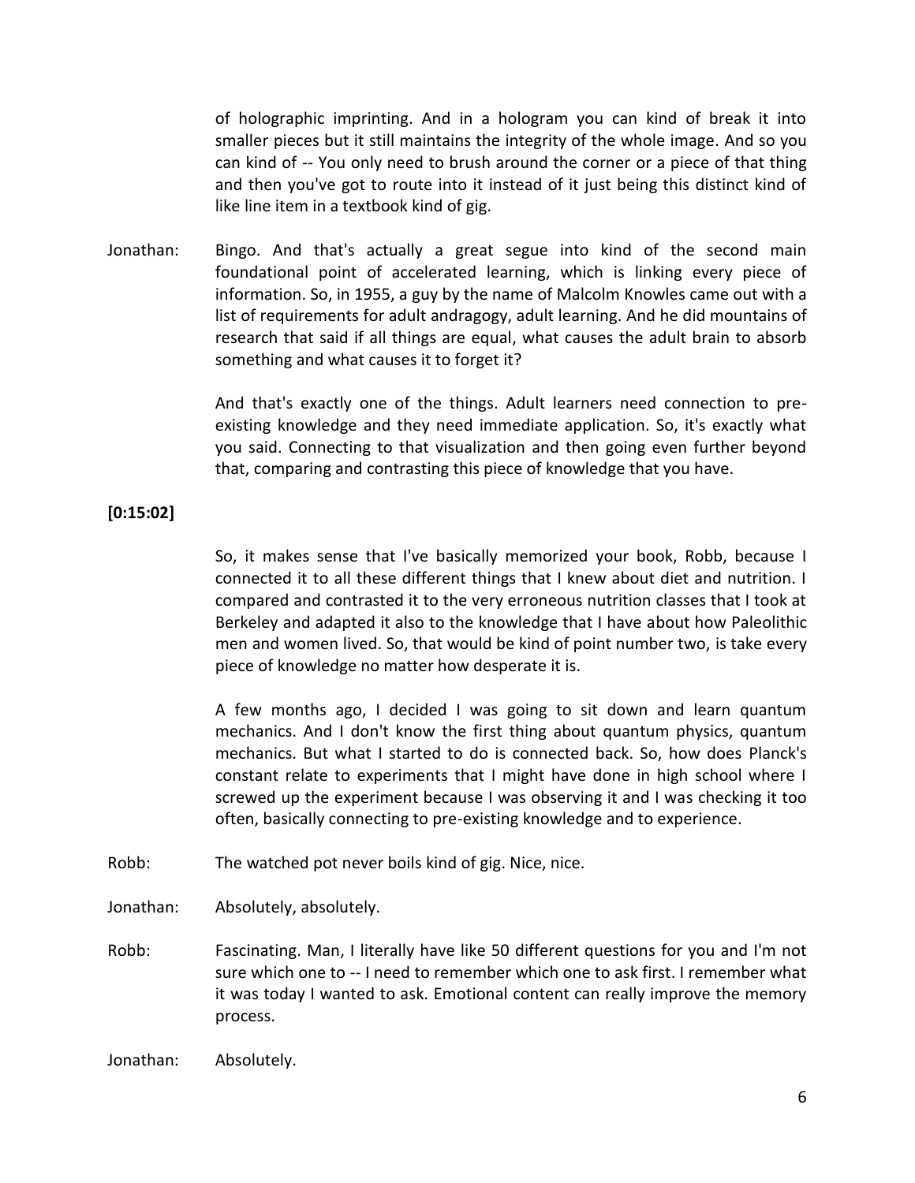of holographic imprinting. And in a hologram you can kind of break it into smaller pieces but it still maintains the integrity of the whole image. And so you can kind of -- You only need to brush around the corner or a piece of that thing and then you've got to route into it instead of it just being this distinct kind of like line item in a textbook kind of gig.

Jonathan: Bingo. And that's actually a great segue into kind of the second main foundational point of accelerated learning, which is linking every piece of information. So, in 1955, a guy by the name of Malcolm Knowles came out with a list of requirements for adult andragogy, adult learning. And he did mountains of research that said if all things are equal, what causes the adult brain to absorb something and what causes it to forget it?

And that's exactly one of the things. Adult learners need connection to pre-existing knowledge and they need immediate application. So, it's exactly what you said. Connecting to that visualization and then going even further beyond that, comparing and contrasting this piece of knowledge that you have.

**[0:15:02]**

So, it makes sense that I've basically memorized your book, Robb, because I connected it to all these different things that I knew about diet and nutrition. I compared and contrasted it to the very erroneous nutrition classes that I took at Berkeley and adapted it also to the knowledge that I have about how Paleolithic men and women lived. So, that would be kind of point number two, is take every piece of knowledge no matter how desperate it is.

A few months ago, I decided I was going to sit down and learn quantum mechanics. And I don't know the first thing about quantum physics, quantum mechanics. But what I started to do is connected back. So, how does Planck's constant relate to experiments that I might have done in high school where I screwed up the experiment because I was observing it and I was checking it too often, basically connecting to pre-existing knowledge and to experience.

Robb: The watched pot never boils kind of gig. Nice, nice.

Jonathan: Absolutely, absolutely.

Robb: Fascinating. Man, I literally have like 50 different questions for you and I'm not sure which one to -- I need to remember which one to ask first. I remember what it was today I wanted to ask. Emotional content can really improve the memory process.

Jonathan: Absolutely.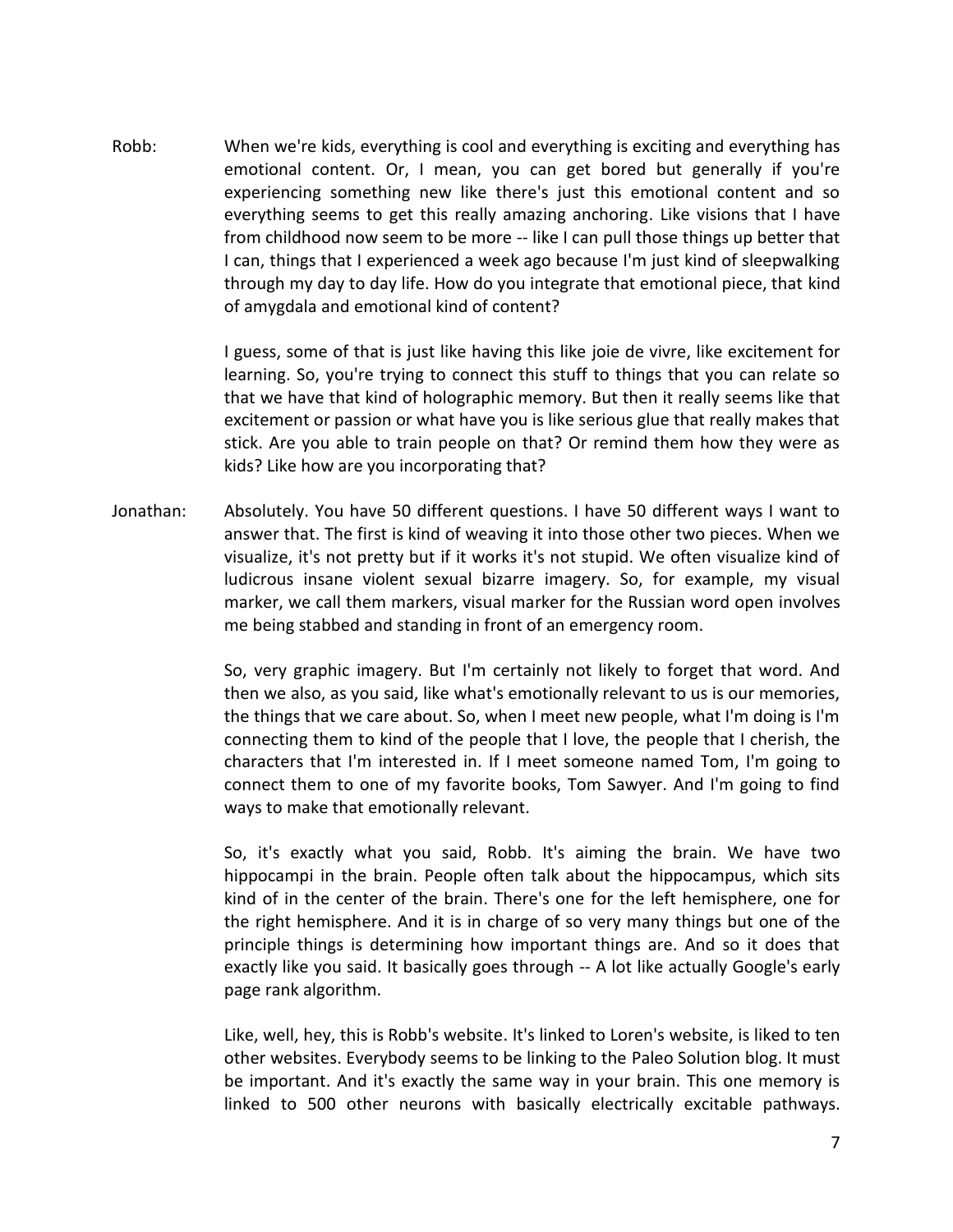Robb: When we're kids, everything is cool and everything is exciting and everything has emotional content. Or, I mean, you can get bored but generally if you're experiencing something new like there's just this emotional content and so everything seems to get this really amazing anchoring. Like visions that I have from childhood now seem to be more -- like I can pull those things up better that I can, things that I experienced a week ago because I'm just kind of sleepwalking through my day to day life. How do you integrate that emotional piece, that kind of amygdala and emotional kind of content?

I guess, some of that is just like having this like joie de vivre, like excitement for learning. So, you're trying to connect this stuff to things that you can relate so that we have that kind of holographic memory. But then it really seems like that excitement or passion or what have you is like serious glue that really makes that stick. Are you able to train people on that? Or remind them how they were as kids? Like how are you incorporating that?

Jonathan: Absolutely. You have 50 different questions. I have 50 different ways I want to answer that. The first is kind of weaving it into those other two pieces. When we visualize, it's not pretty but if it works it's not stupid. We often visualize kind of ludicrous insane violent sexual bizarre imagery. So, for example, my visual marker, we call them markers, visual marker for the Russian word open involves me being stabbed and standing in front of an emergency room.

So, very graphic imagery. But I'm certainly not likely to forget that word. And then we also, as you said, like what's emotionally relevant to us is our memories, the things that we care about. So, when I meet new people, what I'm doing is I'm connecting them to kind of the people that I love, the people that I cherish, the characters that I'm interested in. If I meet someone named Tom, I'm going to connect them to one of my favorite books, Tom Sawyer. And I'm going to find ways to make that emotionally relevant.

So, it's exactly what you said, Robb. It's aiming the brain. We have two hippocampi in the brain. People often talk about the hippocampus, which sits kind of in the center of the brain. There's one for the left hemisphere, one for the right hemisphere. And it is in charge of so very many things but one of the principle things is determining how important things are. And so it does that exactly like you said. It basically goes through -- A lot like actually Google's early page rank algorithm.

Like, well, hey, this is Robb's website. It's linked to Loren's website, is liked to ten other websites. Everybody seems to be linking to the Paleo Solution blog. It must be important. And it's exactly the same way in your brain. This one memory is linked to 500 other neurons with basically electrically excitable pathways.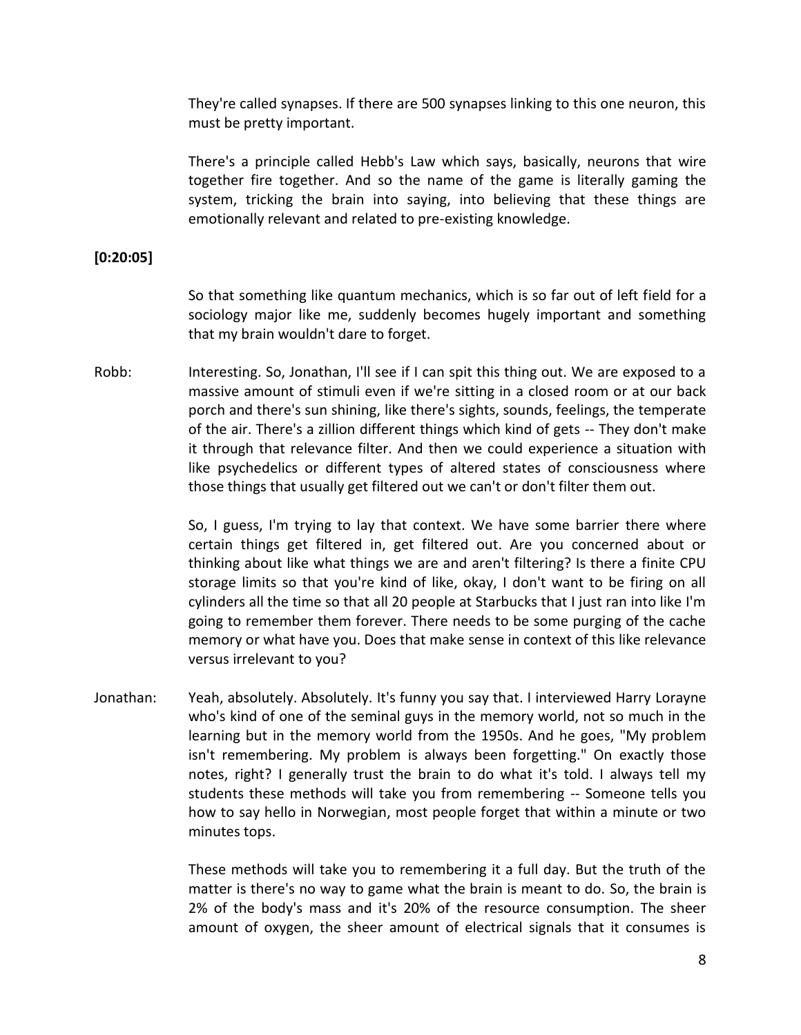They're called synapses. If there are 500 synapses linking to this one neuron, this must be pretty important.

There's a principle called Hebb's Law which says, basically, neurons that wire together fire together. And so the name of the game is literally gaming the system, tricking the brain into saying, into believing that these things are emotionally relevant and related to pre-existing knowledge.

**[0:20:05]**

So that something like quantum mechanics, which is so far out of left field for a sociology major like me, suddenly becomes hugely important and something that my brain wouldn't dare to forget.

Robb: Interesting. So, Jonathan, I'll see if I can spit this thing out. We are exposed to a massive amount of stimuli even if we're sitting in a closed room or at our back porch and there's sun shining, like there's sights, sounds, feelings, the temperate of the air. There's a zillion different things which kind of gets -- They don't make it through that relevance filter. And then we could experience a situation with like psychedelics or different types of altered states of consciousness where those things that usually get filtered out we can't or don't filter them out.

So, I guess, I'm trying to lay that context. We have some barrier there where certain things get filtered in, get filtered out. Are you concerned about or thinking about like what things we are and aren't filtering? Is there a finite CPU storage limits so that you're kind of like, okay, I don't want to be firing on all cylinders all the time so that all 20 people at Starbucks that I just ran into like I'm going to remember them forever. There needs to be some purging of the cache memory or what have you. Does that make sense in context of this like relevance versus irrelevant to you?

Jonathan: Yeah, absolutely. Absolutely. It's funny you say that. I interviewed Harry Lorayne who's kind of one of the seminal guys in the memory world, not so much in the learning but in the memory world from the 1950s. And he goes, "My problem isn't remembering. My problem is always been forgetting." On exactly those notes, right? I generally trust the brain to do what it's told. I always tell my students these methods will take you from remembering -- Someone tells you how to say hello in Norwegian, most people forget that within a minute or two minutes tops.

These methods will take you to remembering it a full day. But the truth of the matter is there's no way to game what the brain is meant to do. So, the brain is 2% of the body's mass and it's 20% of the resource consumption. The sheer amount of oxygen, the sheer amount of electrical signals that it consumes is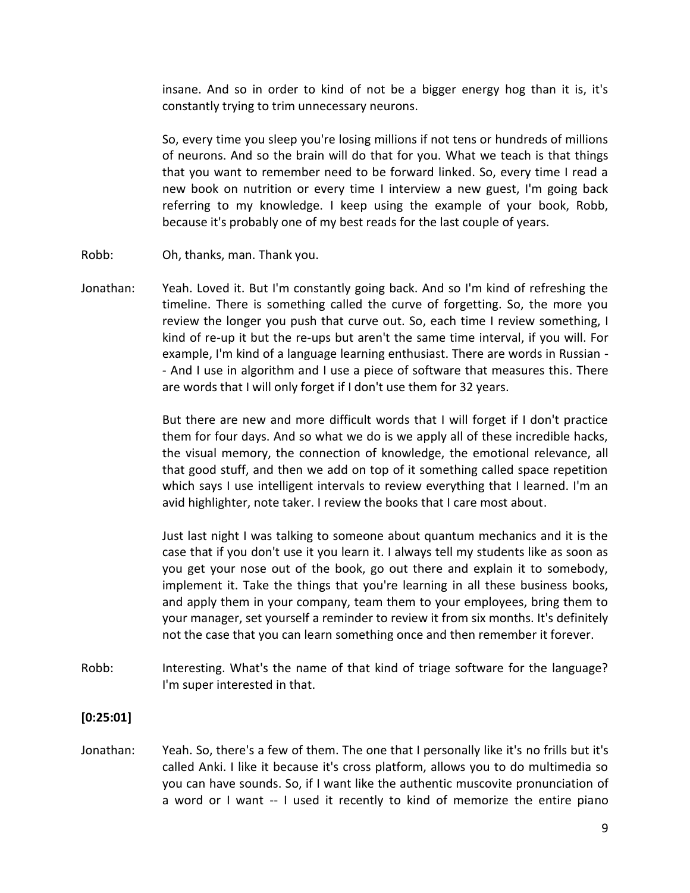insane. And so in order to kind of not be a bigger energy hog than it is, it's constantly trying to trim unnecessary neurons.

So, every time you sleep you're losing millions if not tens or hundreds of millions of neurons. And so the brain will do that for you. What we teach is that things that you want to remember need to be forward linked. So, every time I read a new book on nutrition or every time I interview a new guest, I'm going back referring to my knowledge. I keep using the example of your book, Robb, because it's probably one of my best reads for the last couple of years.

Robb: Oh, thanks, man. Thank you.

Jonathan: Yeah. Loved it. But I'm constantly going back. And so I'm kind of refreshing the timeline. There is something called the curve of forgetting. So, the more you review the longer you push that curve out. So, each time I review something, I kind of re-up it but the re-ups but aren't the same time interval, if you will. For example, I'm kind of a language learning enthusiast. There are words in Russian -- And I use in algorithm and I use a piece of software that measures this. There are words that I will only forget if I don't use them for 32 years.

But there are new and more difficult words that I will forget if I don't practice them for four days. And so what we do is we apply all of these incredible hacks, the visual memory, the connection of knowledge, the emotional relevance, all that good stuff, and then we add on top of it something called space repetition which says I use intelligent intervals to review everything that I learned. I'm an avid highlighter, note taker. I review the books that I care most about.

Just last night I was talking to someone about quantum mechanics and it is the case that if you don't use it you learn it. I always tell my students like as soon as you get your nose out of the book, go out there and explain it to somebody, implement it. Take the things that you're learning in all these business books, and apply them in your company, team them to your employees, bring them to your manager, set yourself a reminder to review it from six months. It's definitely not the case that you can learn something once and then remember it forever.

Robb: Interesting. What's the name of that kind of triage software for the language? I'm super interested in that.

**[0:25:01]**

Jonathan: Yeah. So, there's a few of them. The one that I personally like it's no frills but it's called Anki. I like it because it's cross platform, allows you to do multimedia so you can have sounds. So, if I want like the authentic muscovite pronunciation of a word or I want -- I used it recently to kind of memorize the entire piano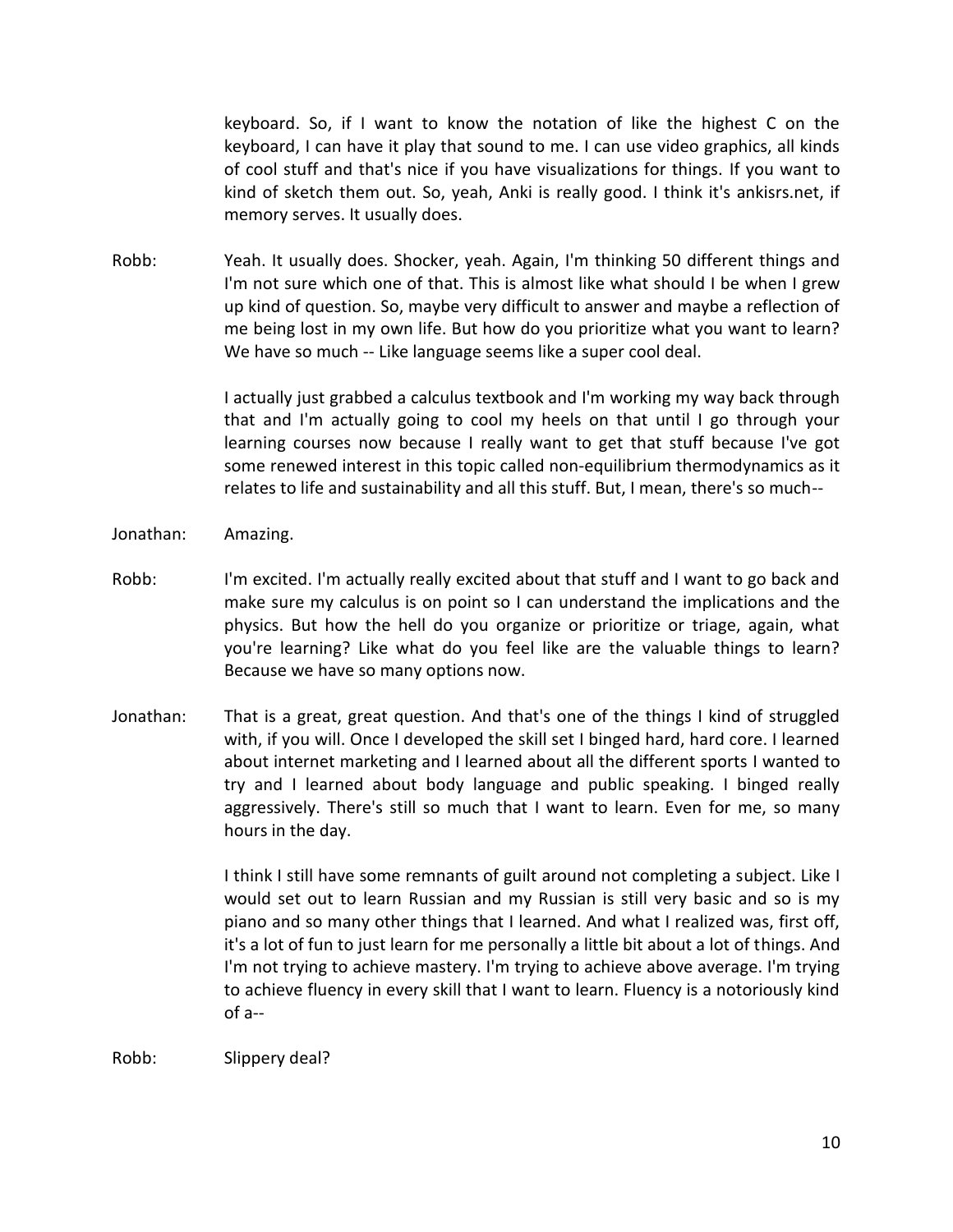keyboard. So, if I want to know the notation of like the highest C on the keyboard, I can have it play that sound to me. I can use video graphics, all kinds of cool stuff and that's nice if you have visualizations for things. If you want to kind of sketch them out. So, yeah, Anki is really good. I think it's ankisrs.net, if memory serves. It usually does.

Robb: Yeah. It usually does. Shocker, yeah. Again, I'm thinking 50 different things and I'm not sure which one of that. This is almost like what should I be when I grew up kind of question. So, maybe very difficult to answer and maybe a reflection of me being lost in my own life. But how do you prioritize what you want to learn? We have so much -- Like language seems like a super cool deal.

I actually just grabbed a calculus textbook and I'm working my way back through that and I'm actually going to cool my heels on that until I go through your learning courses now because I really want to get that stuff because I've got some renewed interest in this topic called non-equilibrium thermodynamics as it relates to life and sustainability and all this stuff. But, I mean, there's so much--

Jonathan: Amazing.

Robb: I'm excited. I'm actually really excited about that stuff and I want to go back and make sure my calculus is on point so I can understand the implications and the physics. But how the hell do you organize or prioritize or triage, again, what you're learning? Like what do you feel like are the valuable things to learn? Because we have so many options now.

Jonathan: That is a great, great question. And that's one of the things I kind of struggled with, if you will. Once I developed the skill set I binged hard, hard core. I learned about internet marketing and I learned about all the different sports I wanted to try and I learned about body language and public speaking. I binged really aggressively. There's still so much that I want to learn. Even for me, so many hours in the day.

I think I still have some remnants of guilt around not completing a subject. Like I would set out to learn Russian and my Russian is still very basic and so is my piano and so many other things that I learned. And what I realized was, first off, it's a lot of fun to just learn for me personally a little bit about a lot of things. And I'm not trying to achieve mastery. I'm trying to achieve above average. I'm trying to achieve fluency in every skill that I want to learn. Fluency is a notoriously kind of a--

Robb: Slippery deal?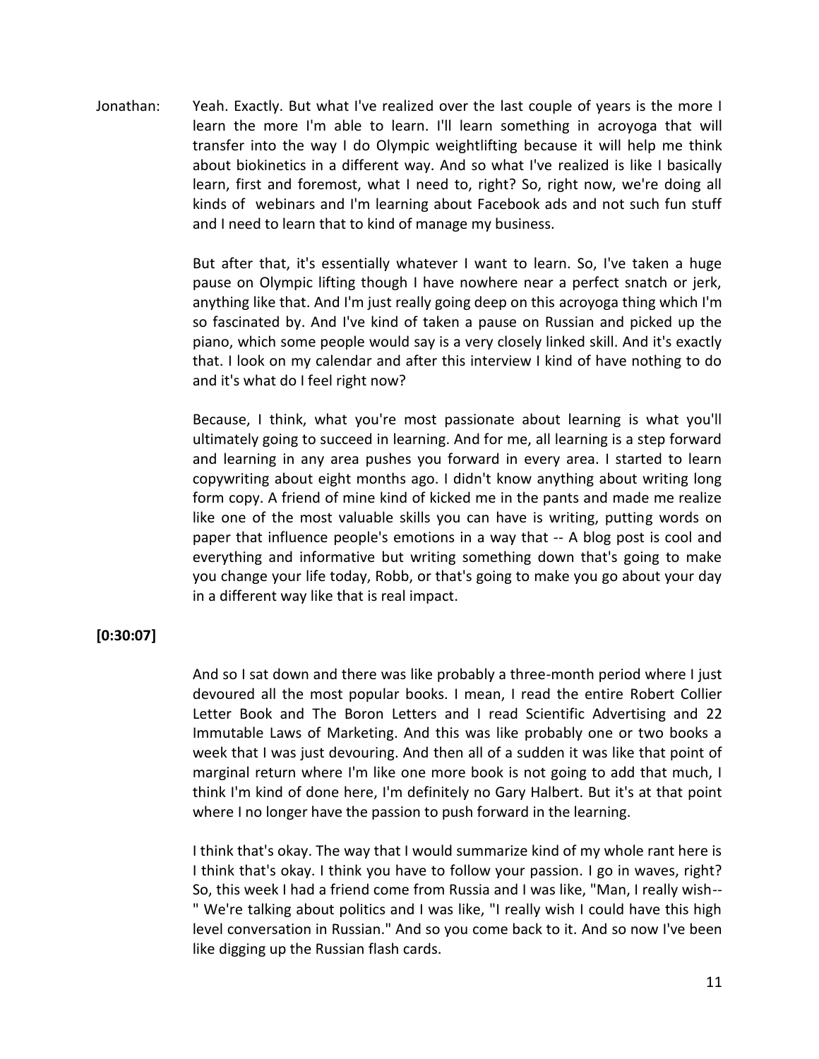Jonathan: Yeah. Exactly. But what I've realized over the last couple of years is the more I learn the more I'm able to learn. I'll learn something in acroyoga that will transfer into the way I do Olympic weightlifting because it will help me think about biokinetics in a different way. And so what I've realized is like I basically learn, first and foremost, what I need to, right? So, right now, we're doing all kinds of webinars and I'm learning about Facebook ads and not such fun stuff and I need to learn that to kind of manage my business.

But after that, it's essentially whatever I want to learn. So, I've taken a huge pause on Olympic lifting though I have nowhere near a perfect snatch or jerk, anything like that. And I'm just really going deep on this acroyoga thing which I'm so fascinated by. And I've kind of taken a pause on Russian and picked up the piano, which some people would say is a very closely linked skill. And it's exactly that. I look on my calendar and after this interview I kind of have nothing to do and it's what do I feel right now?

Because, I think, what you're most passionate about learning is what you'll ultimately going to succeed in learning. And for me, all learning is a step forward and learning in any area pushes you forward in every area. I started to learn copywriting about eight months ago. I didn't know anything about writing long form copy. A friend of mine kind of kicked me in the pants and made me realize like one of the most valuable skills you can have is writing, putting words on paper that influence people's emotions in a way that -- A blog post is cool and everything and informative but writing something down that's going to make you change your life today, Robb, or that's going to make you go about your day in a different way like that is real impact.

**[0:30:07]**

And so I sat down and there was like probably a three-month period where I just devoured all the most popular books. I mean, I read the entire Robert Collier Letter Book and The Boron Letters and I read Scientific Advertising and 22 Immutable Laws of Marketing. And this was like probably one or two books a week that I was just devouring. And then all of a sudden it was like that point of marginal return where I'm like one more book is not going to add that much, I think I'm kind of done here, I'm definitely no Gary Halbert. But it's at that point where I no longer have the passion to push forward in the learning.

I think that's okay. The way that I would summarize kind of my whole rant here is I think that's okay. I think you have to follow your passion. I go in waves, right? So, this week I had a friend come from Russia and I was like, "Man, I really wish--" We're talking about politics and I was like, "I really wish I could have this high level conversation in Russian." And so you come back to it. And so now I've been like digging up the Russian flash cards.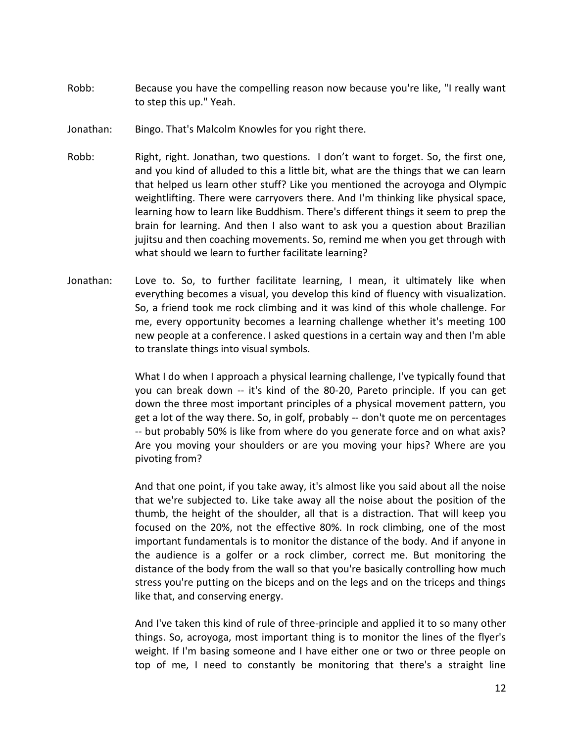Robb: Because you have the compelling reason now because you're like, "I really want to step this up." Yeah.

Jonathan: Bingo. That's Malcolm Knowles for you right there.

Robb: Right, right. Jonathan, two questions. I don't want to forget. So, the first one, and you kind of alluded to this a little bit, what are the things that we can learn that helped us learn other stuff? Like you mentioned the acroyoga and Olympic weightlifting. There were carryovers there. And I'm thinking like physical space, learning how to learn like Buddhism. There's different things it seem to prep the brain for learning. And then I also want to ask you a question about Brazilian jujitsu and then coaching movements. So, remind me when you get through with what should we learn to further facilitate learning?

Jonathan: Love to. So, to further facilitate learning, I mean, it ultimately like when everything becomes a visual, you develop this kind of fluency with visualization. So, a friend took me rock climbing and it was kind of this whole challenge. For me, every opportunity becomes a learning challenge whether it's meeting 100 new people at a conference. I asked questions in a certain way and then I'm able to translate things into visual symbols.

What I do when I approach a physical learning challenge, I've typically found that you can break down -- it's kind of the 80-20, Pareto principle. If you can get down the three most important principles of a physical movement pattern, you get a lot of the way there. So, in golf, probably -- don't quote me on percentages -- but probably 50% is like from where do you generate force and on what axis? Are you moving your shoulders or are you moving your hips? Where are you pivoting from?

And that one point, if you take away, it's almost like you said about all the noise that we're subjected to. Like take away all the noise about the position of the thumb, the height of the shoulder, all that is a distraction. That will keep you focused on the 20%, not the effective 80%. In rock climbing, one of the most important fundamentals is to monitor the distance of the body. And if anyone in the audience is a golfer or a rock climber, correct me. But monitoring the distance of the body from the wall so that you're basically controlling how much stress you're putting on the biceps and on the legs and on the triceps and things like that, and conserving energy.

And I've taken this kind of rule of three-principle and applied it to so many other things. So, acroyoga, most important thing is to monitor the lines of the flyer's weight. If I'm basing someone and I have either one or two or three people on top of me, I need to constantly be monitoring that there's a straight line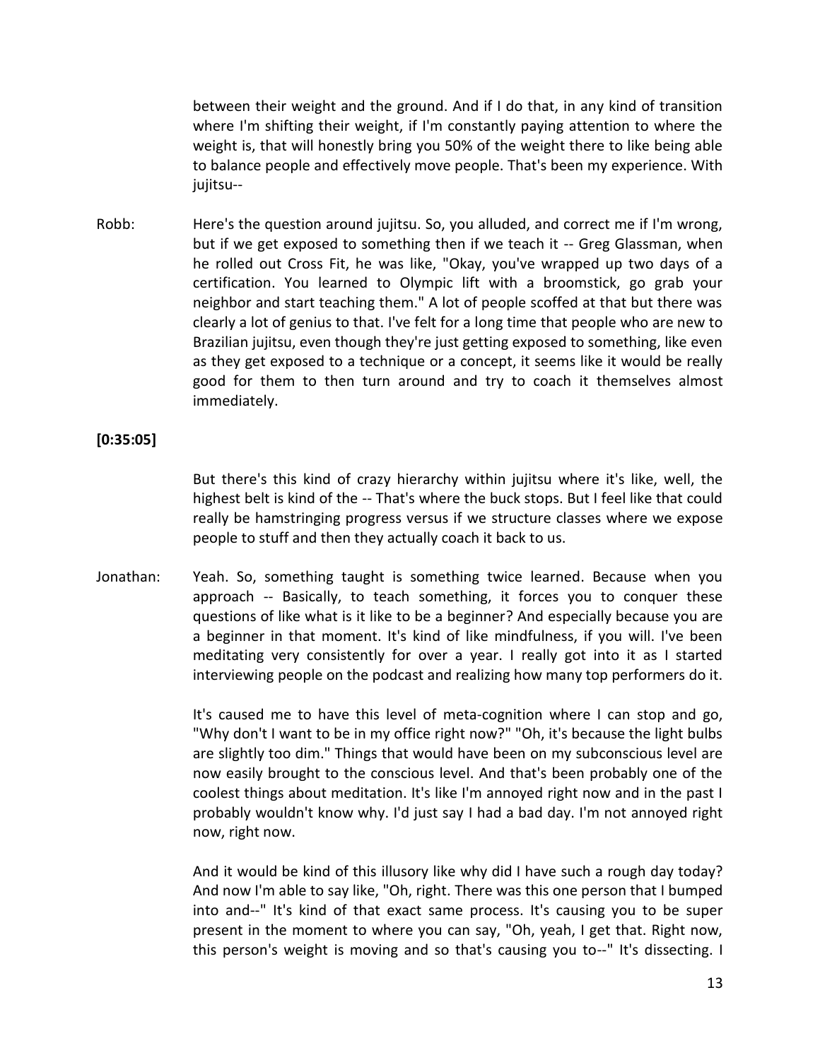between their weight and the ground. And if I do that, in any kind of transition where I'm shifting their weight, if I'm constantly paying attention to where the weight is, that will honestly bring you 50% of the weight there to like being able to balance people and effectively move people. That's been my experience. With jujitsu--

Robb: Here's the question around jujitsu. So, you alluded, and correct me if I'm wrong, but if we get exposed to something then if we teach it -- Greg Glassman, when he rolled out Cross Fit, he was like, "Okay, you've wrapped up two days of a certification. You learned to Olympic lift with a broomstick, go grab your neighbor and start teaching them." A lot of people scoffed at that but there was clearly a lot of genius to that. I've felt for a long time that people who are new to Brazilian jujitsu, even though they're just getting exposed to something, like even as they get exposed to a technique or a concept, it seems like it would be really good for them to then turn around and try to coach it themselves almost immediately.

**[0:35:05]**

But there's this kind of crazy hierarchy within jujitsu where it's like, well, the highest belt is kind of the -- That's where the buck stops. But I feel like that could really be hamstringing progress versus if we structure classes where we expose people to stuff and then they actually coach it back to us.

Jonathan: Yeah. So, something taught is something twice learned. Because when you approach -- Basically, to teach something, it forces you to conquer these questions of like what is it like to be a beginner? And especially because you are a beginner in that moment. It's kind of like mindfulness, if you will. I've been meditating very consistently for over a year. I really got into it as I started interviewing people on the podcast and realizing how many top performers do it.

It's caused me to have this level of meta-cognition where I can stop and go, "Why don't I want to be in my office right now?" "Oh, it's because the light bulbs are slightly too dim." Things that would have been on my subconscious level are now easily brought to the conscious level. And that's been probably one of the coolest things about meditation. It's like I'm annoyed right now and in the past I probably wouldn't know why. I'd just say I had a bad day. I'm not annoyed right now, right now.

And it would be kind of this illusory like why did I have such a rough day today? And now I'm able to say like, "Oh, right. There was this one person that I bumped into and--" It's kind of that exact same process. It's causing you to be super present in the moment to where you can say, "Oh, yeah, I get that. Right now, this person's weight is moving and so that's causing you to--" It's dissecting. I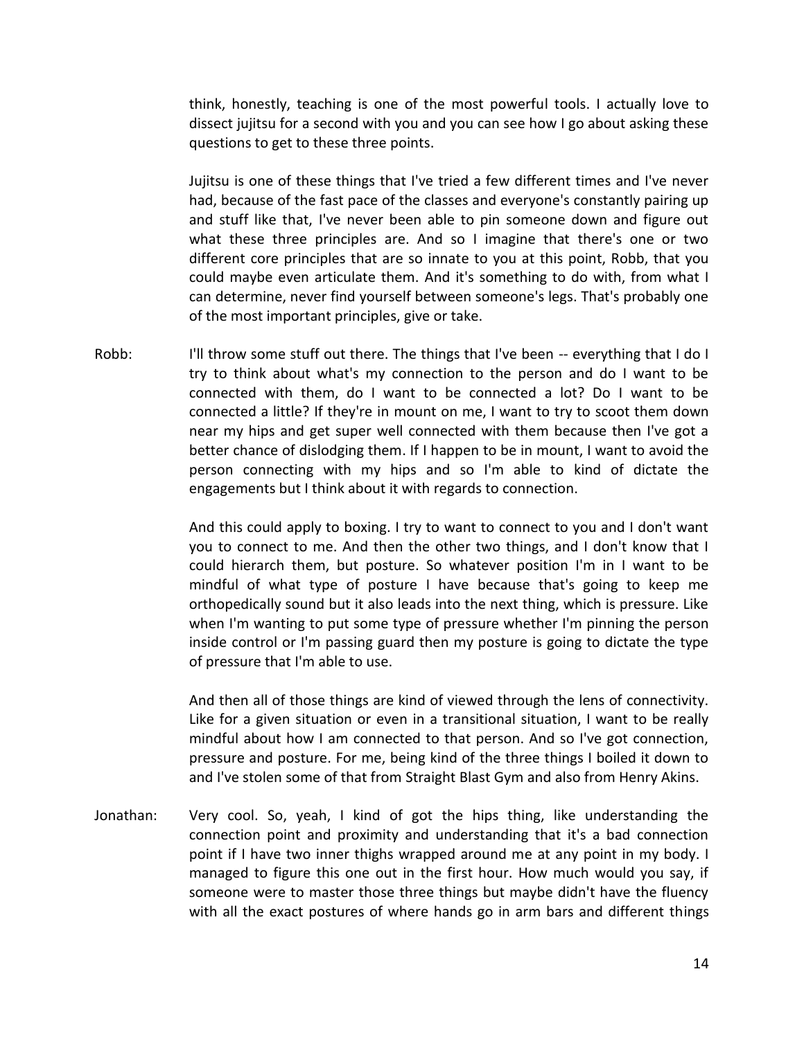think, honestly, teaching is one of the most powerful tools. I actually love to dissect jujitsu for a second with you and you can see how I go about asking these questions to get to these three points.

Jujitsu is one of these things that I've tried a few different times and I've never had, because of the fast pace of the classes and everyone's constantly pairing up and stuff like that, I've never been able to pin someone down and figure out what these three principles are. And so I imagine that there's one or two different core principles that are so innate to you at this point, Robb, that you could maybe even articulate them. And it's something to do with, from what I can determine, never find yourself between someone's legs. That's probably one of the most important principles, give or take.

Robb: I'll throw some stuff out there. The things that I've been -- everything that I do I try to think about what's my connection to the person and do I want to be connected with them, do I want to be connected a lot? Do I want to be connected a little? If they're in mount on me, I want to try to scoot them down near my hips and get super well connected with them because then I've got a better chance of dislodging them. If I happen to be in mount, I want to avoid the person connecting with my hips and so I'm able to kind of dictate the engagements but I think about it with regards to connection.

And this could apply to boxing. I try to want to connect to you and I don't want you to connect to me. And then the other two things, and I don't know that I could hierarch them, but posture. So whatever position I'm in I want to be mindful of what type of posture I have because that's going to keep me orthopedically sound but it also leads into the next thing, which is pressure. Like when I'm wanting to put some type of pressure whether I'm pinning the person inside control or I'm passing guard then my posture is going to dictate the type of pressure that I'm able to use.

And then all of those things are kind of viewed through the lens of connectivity. Like for a given situation or even in a transitional situation, I want to be really mindful about how I am connected to that person. And so I've got connection, pressure and posture. For me, being kind of the three things I boiled it down to and I've stolen some of that from Straight Blast Gym and also from Henry Akins.

Jonathan: Very cool. So, yeah, I kind of got the hips thing, like understanding the connection point and proximity and understanding that it's a bad connection point if I have two inner thighs wrapped around me at any point in my body. I managed to figure this one out in the first hour. How much would you say, if someone were to master those three things but maybe didn't have the fluency with all the exact postures of where hands go in arm bars and different things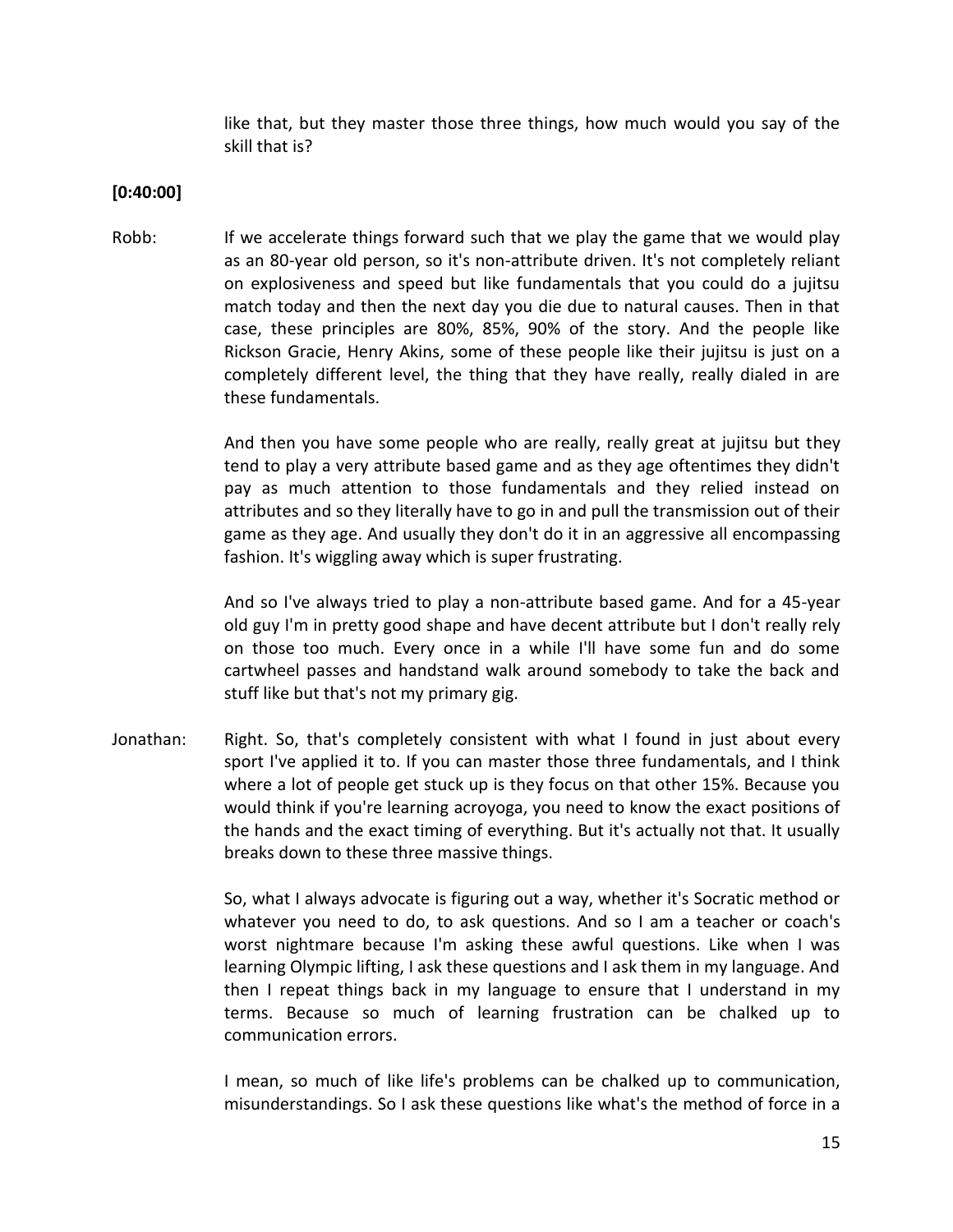like that, but they master those three things, how much would you say of the skill that is?

**[0:40:00]**

Robb: If we accelerate things forward such that we play the game that we would play as an 80-year old person, so it's non-attribute driven. It's not completely reliant on explosiveness and speed but like fundamentals that you could do a jujitsu match today and then the next day you die due to natural causes. Then in that case, these principles are 80%, 85%, 90% of the story. And the people like Rickson Gracie, Henry Akins, some of these people like their jujitsu is just on a completely different level, the thing that they have really, really dialed in are these fundamentals.

And then you have some people who are really, really great at jujitsu but they tend to play a very attribute based game and as they age oftentimes they didn't pay as much attention to those fundamentals and they relied instead on attributes and so they literally have to go in and pull the transmission out of their game as they age. And usually they don't do it in an aggressive all encompassing fashion. It's wiggling away which is super frustrating.

And so I've always tried to play a non-attribute based game. And for a 45-year old guy I'm in pretty good shape and have decent attribute but I don't really rely on those too much. Every once in a while I'll have some fun and do some cartwheel passes and handstand walk around somebody to take the back and stuff like but that's not my primary gig.

Jonathan: Right. So, that's completely consistent with what I found in just about every sport I've applied it to. If you can master those three fundamentals, and I think where a lot of people get stuck up is they focus on that other 15%. Because you would think if you're learning acroyoga, you need to know the exact positions of the hands and the exact timing of everything. But it's actually not that. It usually breaks down to these three massive things.

So, what I always advocate is figuring out a way, whether it's Socratic method or whatever you need to do, to ask questions. And so I am a teacher or coach's worst nightmare because I'm asking these awful questions. Like when I was learning Olympic lifting, I ask these questions and I ask them in my language. And then I repeat things back in my language to ensure that I understand in my terms. Because so much of learning frustration can be chalked up to communication errors.

I mean, so much of like life's problems can be chalked up to communication, misunderstandings. So I ask these questions like what's the method of force in a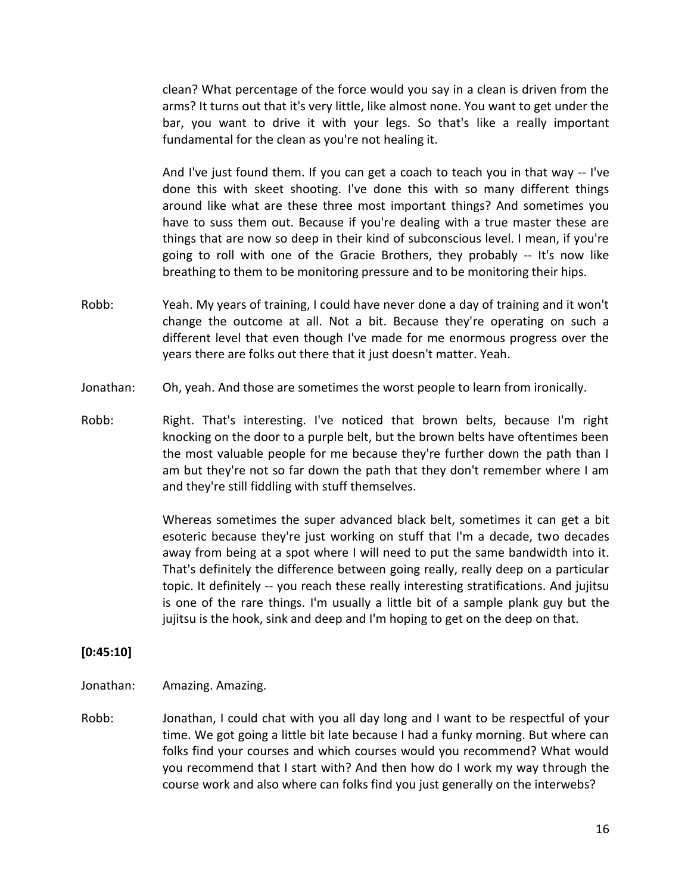clean? What percentage of the force would you say in a clean is driven from the arms? It turns out that it's very little, like almost none. You want to get under the bar, you want to drive it with your legs. So that's like a really important fundamental for the clean as you're not healing it.

And I've just found them. If you can get a coach to teach you in that way -- I've done this with skeet shooting. I've done this with so many different things around like what are these three most important things? And sometimes you have to suss them out. Because if you're dealing with a true master these are things that are now so deep in their kind of subconscious level. I mean, if you're going to roll with one of the Gracie Brothers, they probably -- It's now like breathing to them to be monitoring pressure and to be monitoring their hips.

Robb: Yeah. My years of training, I could have never done a day of training and it won't change the outcome at all. Not a bit. Because they're operating on such a different level that even though I've made for me enormous progress over the years there are folks out there that it just doesn't matter. Yeah.

Jonathan: Oh, yeah. And those are sometimes the worst people to learn from ironically.

Robb: Right. That's interesting. I've noticed that brown belts, because I'm right knocking on the door to a purple belt, but the brown belts have oftentimes been the most valuable people for me because they're further down the path than I am but they're not so far down the path that they don't remember where I am and they're still fiddling with stuff themselves.

Whereas sometimes the super advanced black belt, sometimes it can get a bit esoteric because they're just working on stuff that I'm a decade, two decades away from being at a spot where I will need to put the same bandwidth into it. That's definitely the difference between going really, really deep on a particular topic. It definitely -- you reach these really interesting stratifications. And jujitsu is one of the rare things. I'm usually a little bit of a sample plank guy but the jujitsu is the hook, sink and deep and I'm hoping to get on the deep on that.

**[0:45:10]**

Jonathan: Amazing. Amazing.

Robb: Jonathan, I could chat with you all day long and I want to be respectful of your time. We got going a little bit late because I had a funky morning. But where can folks find your courses and which courses would you recommend? What would you recommend that I start with? And then how do I work my way through the course work and also where can folks find you just generally on the interwebs?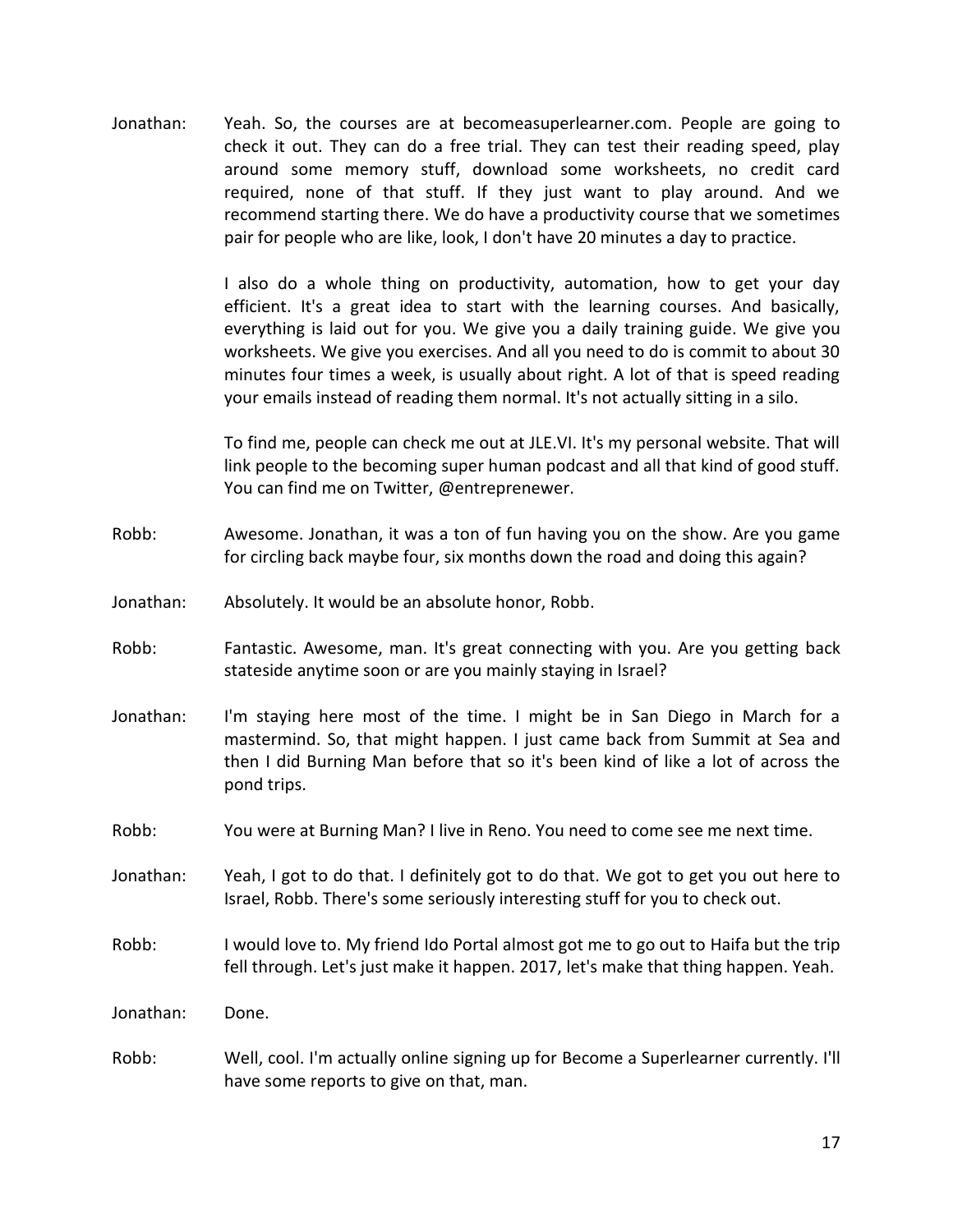Jonathan: Yeah. So, the courses are at becomeasuperlearner.com. People are going to check it out. They can do a free trial. They can test their reading speed, play around some memory stuff, download some worksheets, no credit card required, none of that stuff. If they just want to play around. And we recommend starting there. We do have a productivity course that we sometimes pair for people who are like, look, I don't have 20 minutes a day to practice.

I also do a whole thing on productivity, automation, how to get your day efficient. It's a great idea to start with the learning courses. And basically, everything is laid out for you. We give you a daily training guide. We give you worksheets. We give you exercises. And all you need to do is commit to about 30 minutes four times a week, is usually about right. A lot of that is speed reading your emails instead of reading them normal. It's not actually sitting in a silo.

To find me, people can check me out at JLE.VI. It's my personal website. That will link people to the becoming super human podcast and all that kind of good stuff. You can find me on Twitter, @entreprenewer.

Robb: Awesome. Jonathan, it was a ton of fun having you on the show. Are you game for circling back maybe four, six months down the road and doing this again?

Jonathan: Absolutely. It would be an absolute honor, Robb.

Robb: Fantastic. Awesome, man. It's great connecting with you. Are you getting back stateside anytime soon or are you mainly staying in Israel?

Jonathan: I'm staying here most of the time. I might be in San Diego in March for a mastermind. So, that might happen. I just came back from Summit at Sea and then I did Burning Man before that so it's been kind of like a lot of across the pond trips.

Robb: You were at Burning Man? I live in Reno. You need to come see me next time.

Jonathan: Yeah, I got to do that. I definitely got to do that. We got to get you out here to Israel, Robb. There's some seriously interesting stuff for you to check out.

Robb: I would love to. My friend Ido Portal almost got me to go out to Haifa but the trip fell through. Let's just make it happen. 2017, let's make that thing happen. Yeah.

Jonathan: Done.

Robb: Well, cool. I'm actually online signing up for Become a Superlearner currently. I'll have some reports to give on that, man.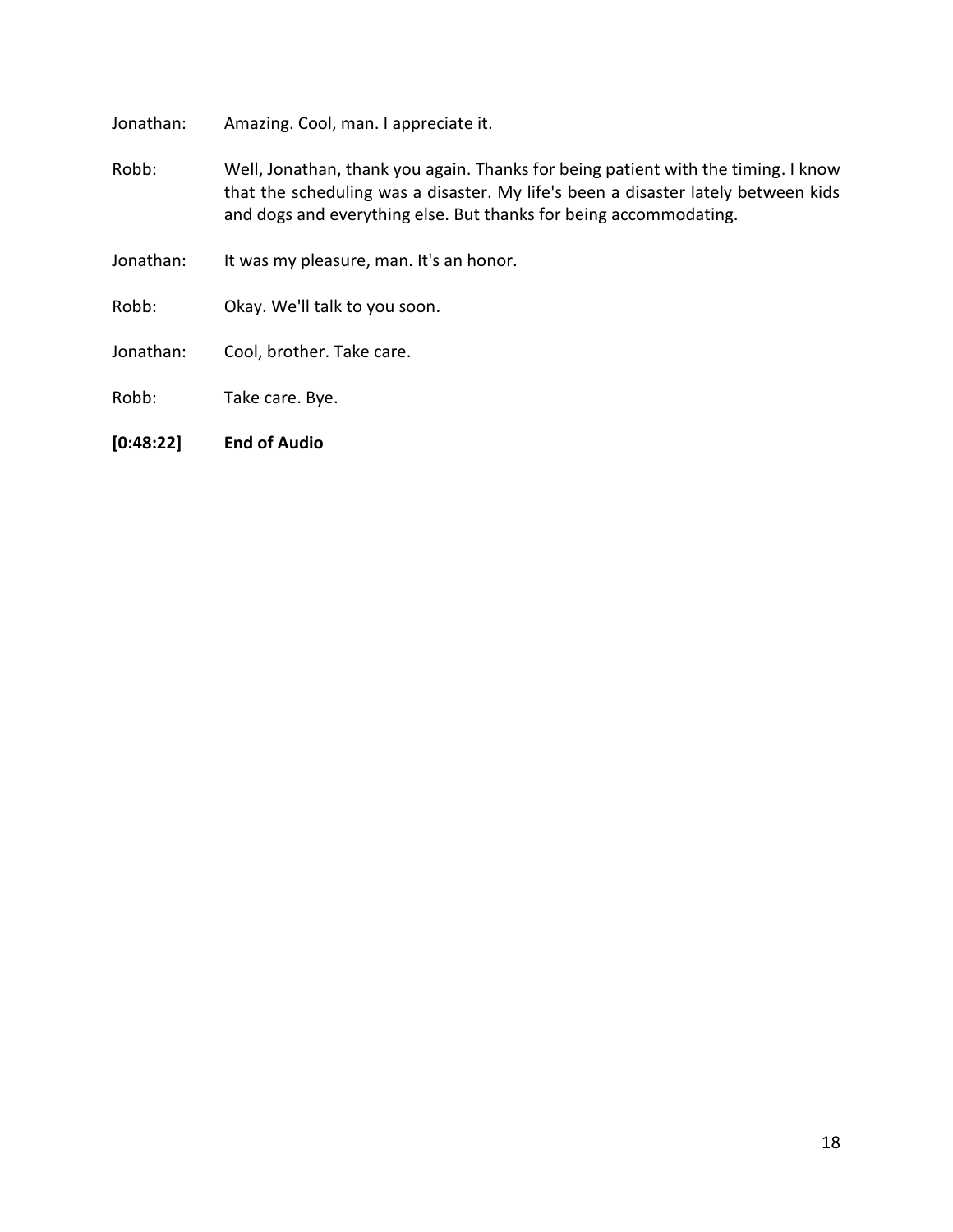Jonathan: Amazing. Cool, man. I appreciate it.

Robb: Well, Jonathan, thank you again. Thanks for being patient with the timing. I know that the scheduling was a disaster. My life's been a disaster lately between kids and dogs and everything else. But thanks for being accommodating.

Jonathan: It was my pleasure, man. It's an honor.

Robb: Okay. We'll talk to you soon.

Jonathan: Cool, brother. Take care.

Robb: Take care. Bye.

**[0:48:22] End of Audio**